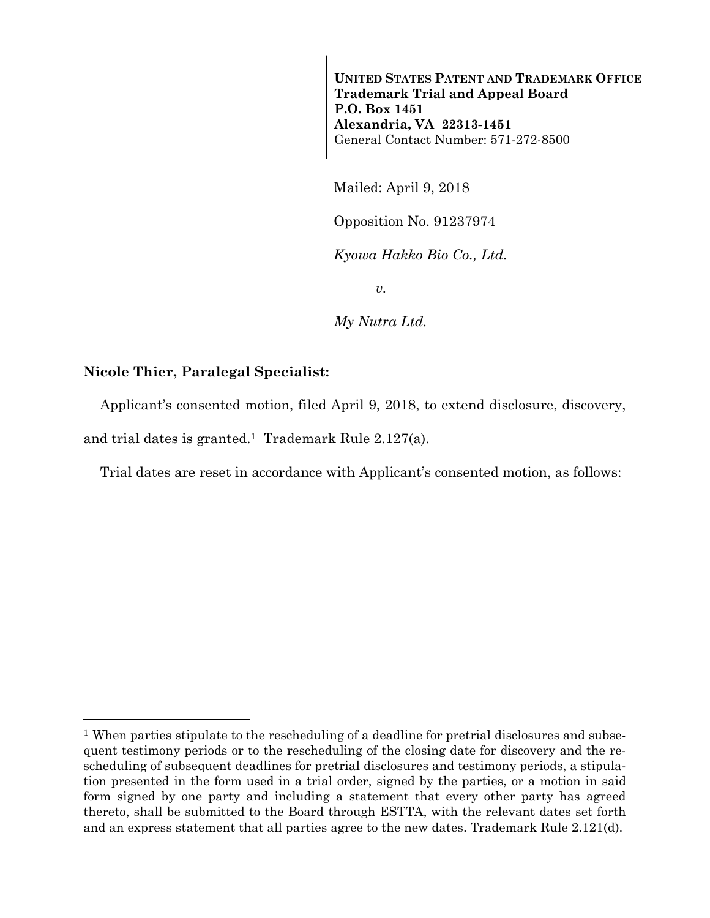**UNITED STATES PATENT AND TRADEMARK OFFICE**
**Trademark Trial and Appeal Board**
**P.O. Box 1451**
**Alexandria, VA 22313-1451**
General Contact Number: 571-272-8500

Mailed: April 9, 2018

Opposition No. 91237974

*Kyowa Hakko Bio Co., Ltd.*

*v.*

*My Nutra Ltd.*

**Nicole Thier, Paralegal Specialist:**

Applicant's consented motion, filed April 9, 2018, to extend disclosure, discovery, and trial dates is granted.[1] Trademark Rule 2.127(a).

Trial dates are reset in accordance with Applicant's consented motion, as follows:

---

[1] When parties stipulate to the rescheduling of a deadline for pretrial disclosures and subsequent testimony periods or to the rescheduling of the closing date for discovery and the rescheduling of subsequent deadlines for pretrial disclosures and testimony periods, a stipulation presented in the form used in a trial order, signed by the parties, or a motion in said form signed by one party and including a statement that every other party has agreed thereto, shall be submitted to the Board through ESTTA, with the relevant dates set forth and an express statement that all parties agree to the new dates. Trademark Rule 2.121(d).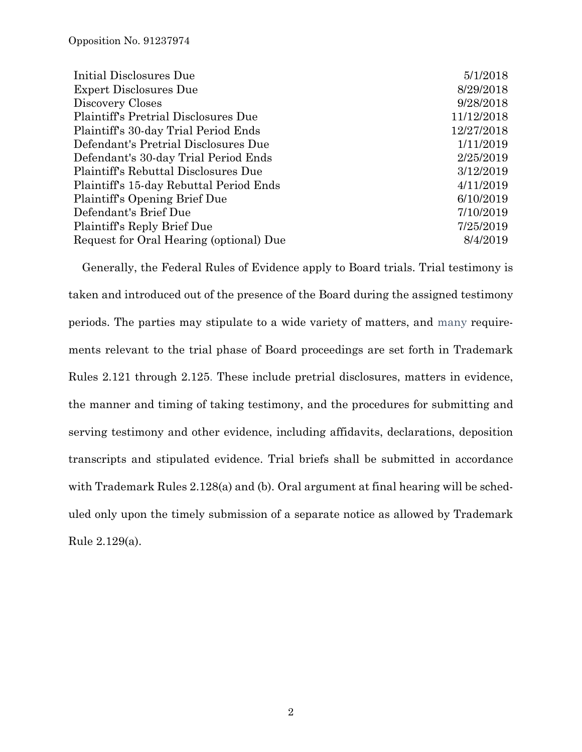| | |
|---|---|
| Initial Disclosures Due | 5/1/2018 |
| Expert Disclosures Due | 8/29/2018 |
| Discovery Closes | 9/28/2018 |
| Plaintiff's Pretrial Disclosures Due | 11/12/2018 |
| Plaintiff's 30-day Trial Period Ends | 12/27/2018 |
| Defendant's Pretrial Disclosures Due | 1/11/2019 |
| Defendant's 30-day Trial Period Ends | 2/25/2019 |
| Plaintiff's Rebuttal Disclosures Due | 3/12/2019 |
| Plaintiff's 15-day Rebuttal Period Ends | 4/11/2019 |
| Plaintiff's Opening Brief Due | 6/10/2019 |
| Defendant's Brief Due | 7/10/2019 |
| Plaintiff's Reply Brief Due | 7/25/2019 |
| Request for Oral Hearing (optional) Due | 8/4/2019 |

Generally, the Federal Rules of Evidence apply to Board trials. Trial testimony is taken and introduced out of the presence of the Board during the assigned testimony periods. The parties may stipulate to a wide variety of matters, and many requirements relevant to the trial phase of Board proceedings are set forth in Trademark Rules 2.121 through 2.125. These include pretrial disclosures, matters in evidence, the manner and timing of taking testimony, and the procedures for submitting and serving testimony and other evidence, including affidavits, declarations, deposition transcripts and stipulated evidence. Trial briefs shall be submitted in accordance with Trademark Rules 2.128(a) and (b). Oral argument at final hearing will be scheduled only upon the timely submission of a separate notice as allowed by Trademark Rule 2.129(a).